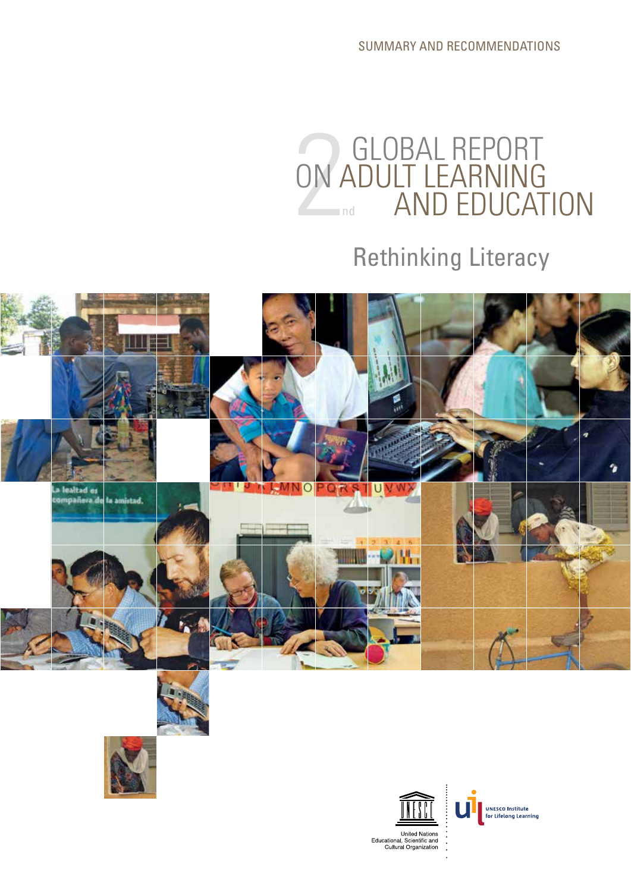SUMMARY AND RECOMMENDATIONS

# 2nd GLOBAL REPORT ON ADULT LEARNING AND EDUCATION

## Rethinking Literacy

United Nations Educational, Scientific and Cultural Organization

UNESCO Institute for Lifelong Learning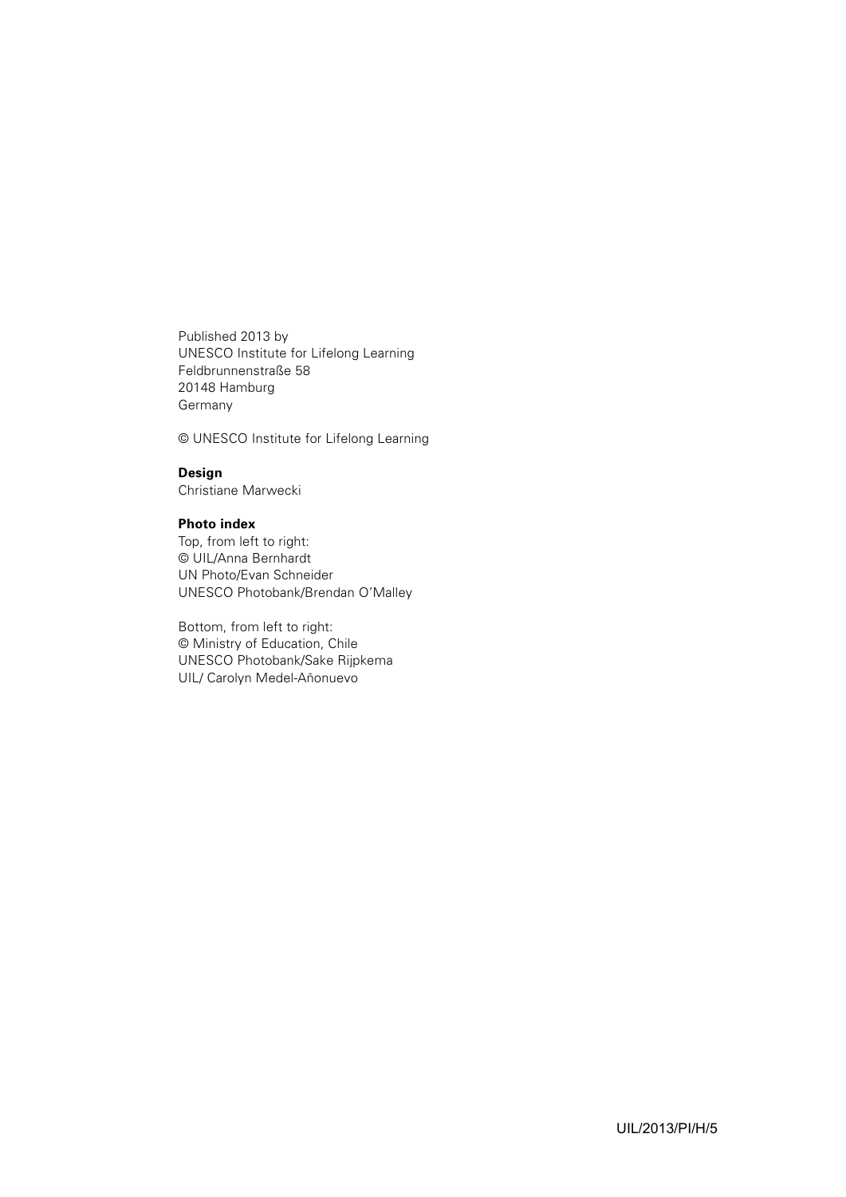Published 2013 by
UNESCO Institute for Lifelong Learning
Feldbrunnenstraße 58
20148 Hamburg
Germany

© UNESCO Institute for Lifelong Learning

**Design**
Christiane Marwecki

**Photo index**
Top, from left to right:
© UIL/Anna Bernhardt
UN Photo/Evan Schneider
UNESCO Photobank/Brendan O'Malley

Bottom, from left to right:
© Ministry of Education, Chile
UNESCO Photobank/Sake Rijpkema
UIL/ Carolyn Medel-Añonuevo

UIL/2013/PI/H/5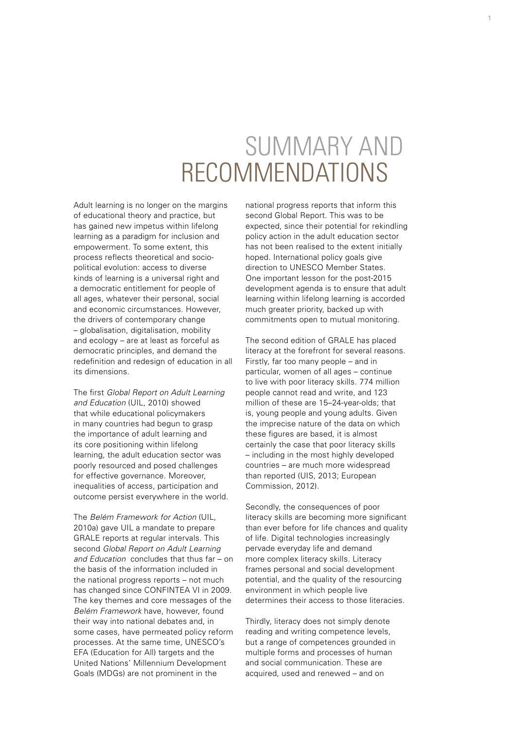# SUMMARY AND RECOMMENDATIONS

Adult learning is no longer on the margins of educational theory and practice, but has gained new impetus within lifelong learning as a paradigm for inclusion and empowerment. To some extent, this process reflects theoretical and socio-political evolution: access to diverse kinds of learning is a universal right and a democratic entitlement for people of all ages, whatever their personal, social and economic circumstances. However, the drivers of contemporary change – globalisation, digitalisation, mobility and ecology – are at least as forceful as democratic principles, and demand the redefinition and redesign of education in all its dimensions.

The first *Global Report on Adult Learning and Education* (UIL, 2010) showed that while educational policymakers in many countries had begun to grasp the importance of adult learning and its core positioning within lifelong learning, the adult education sector was poorly resourced and posed challenges for effective governance. Moreover, inequalities of access, participation and outcome persist everywhere in the world.

The *Belém Framework for Action* (UIL, 2010a) gave UIL a mandate to prepare GRALE reports at regular intervals. This second *Global Report on Adult Learning and Education* concludes that thus far – on the basis of the information included in the national progress reports – not much has changed since CONFINTEA VI in 2009. The key themes and core messages of the *Belém Framework* have, however, found their way into national debates and, in some cases, have permeated policy reform processes. At the same time, UNESCO's EFA (Education for All) targets and the United Nations' Millennium Development Goals (MDGs) are not prominent in the national progress reports that inform this second Global Report. This was to be expected, since their potential for rekindling policy action in the adult education sector has not been realised to the extent initially hoped. International policy goals give direction to UNESCO Member States. One important lesson for the post-2015 development agenda is to ensure that adult learning within lifelong learning is accorded much greater priority, backed up with commitments open to mutual monitoring.

The second edition of GRALE has placed literacy at the forefront for several reasons. Firstly, far too many people – and in particular, women of all ages – continue to live with poor literacy skills. 774 million people cannot read and write, and 123 million of these are 15–24-year-olds; that is, young people and young adults. Given the imprecise nature of the data on which these figures are based, it is almost certainly the case that poor literacy skills – including in the most highly developed countries – are much more widespread than reported (UIS, 2013; European Commission, 2012).

Secondly, the consequences of poor literacy skills are becoming more significant than ever before for life chances and quality of life. Digital technologies increasingly pervade everyday life and demand more complex literacy skills. Literacy frames personal and social development potential, and the quality of the resourcing environment in which people live determines their access to those literacies.

Thirdly, literacy does not simply denote reading and writing competence levels, but a range of competences grounded in multiple forms and processes of human and social communication. These are acquired, used and renewed – and on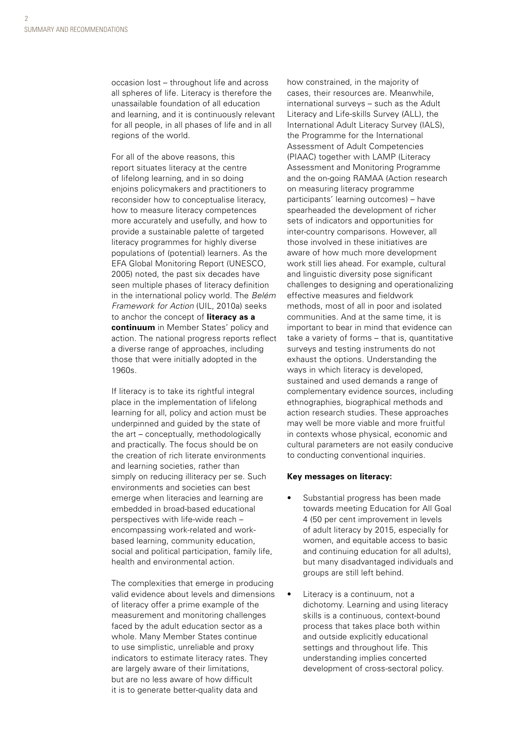occasion lost – throughout life and across all spheres of life. Literacy is therefore the unassailable foundation of all education and learning, and it is continuously relevant for all people, in all phases of life and in all regions of the world.

For all of the above reasons, this report situates literacy at the centre of lifelong learning, and in so doing enjoins policymakers and practitioners to reconsider how to conceptualise literacy, how to measure literacy competences more accurately and usefully, and how to provide a sustainable palette of targeted literacy programmes for highly diverse populations of (potential) learners. As the EFA Global Monitoring Report (UNESCO, 2005) noted, the past six decades have seen multiple phases of literacy definition in the international policy world. The *Belém Framework for Action* (UIL, 2010a) seeks to anchor the concept of **literacy as a continuum** in Member States' policy and action. The national progress reports reflect a diverse range of approaches, including those that were initially adopted in the 1960s.

If literacy is to take its rightful integral place in the implementation of lifelong learning for all, policy and action must be underpinned and guided by the state of the art – conceptually, methodologically and practically. The focus should be on the creation of rich literate environments and learning societies, rather than simply on reducing illiteracy per se. Such environments and societies can best emerge when literacies and learning are embedded in broad-based educational perspectives with life-wide reach – encompassing work-related and work-based learning, community education, social and political participation, family life, health and environmental action.

The complexities that emerge in producing valid evidence about levels and dimensions of literacy offer a prime example of the measurement and monitoring challenges faced by the adult education sector as a whole. Many Member States continue to use simplistic, unreliable and proxy indicators to estimate literacy rates. They are largely aware of their limitations, but are no less aware of how difficult it is to generate better-quality data and how constrained, in the majority of cases, their resources are. Meanwhile, international surveys – such as the Adult Literacy and Life-skills Survey (ALL), the International Adult Literacy Survey (IALS), the Programme for the International Assessment of Adult Competencies (PIAAC) together with LAMP (Literacy Assessment and Monitoring Programme and the on-going RAMAA (Action research on measuring literacy programme participants' learning outcomes) – have spearheaded the development of richer sets of indicators and opportunities for inter-country comparisons. However, all those involved in these initiatives are aware of how much more development work still lies ahead. For example, cultural and linguistic diversity pose significant challenges to designing and operationalizing effective measures and fieldwork methods, most of all in poor and isolated communities. And at the same time, it is important to bear in mind that evidence can take a variety of forms – that is, quantitative surveys and testing instruments do not exhaust the options. Understanding the ways in which literacy is developed, sustained and used demands a range of complementary evidence sources, including ethnographies, biographical methods and action research studies. These approaches may well be more viable and more fruitful in contexts whose physical, economic and cultural parameters are not easily conducive to conducting conventional inquiries.

**Key messages on literacy:**

- Substantial progress has been made towards meeting Education for All Goal 4 (50 per cent improvement in levels of adult literacy by 2015, especially for women, and equitable access to basic and continuing education for all adults), but many disadvantaged individuals and groups are still left behind.
- Literacy is a continuum, not a dichotomy. Learning and using literacy skills is a continuous, context-bound process that takes place both within and outside explicitly educational settings and throughout life. This understanding implies concerted development of cross-sectoral policy.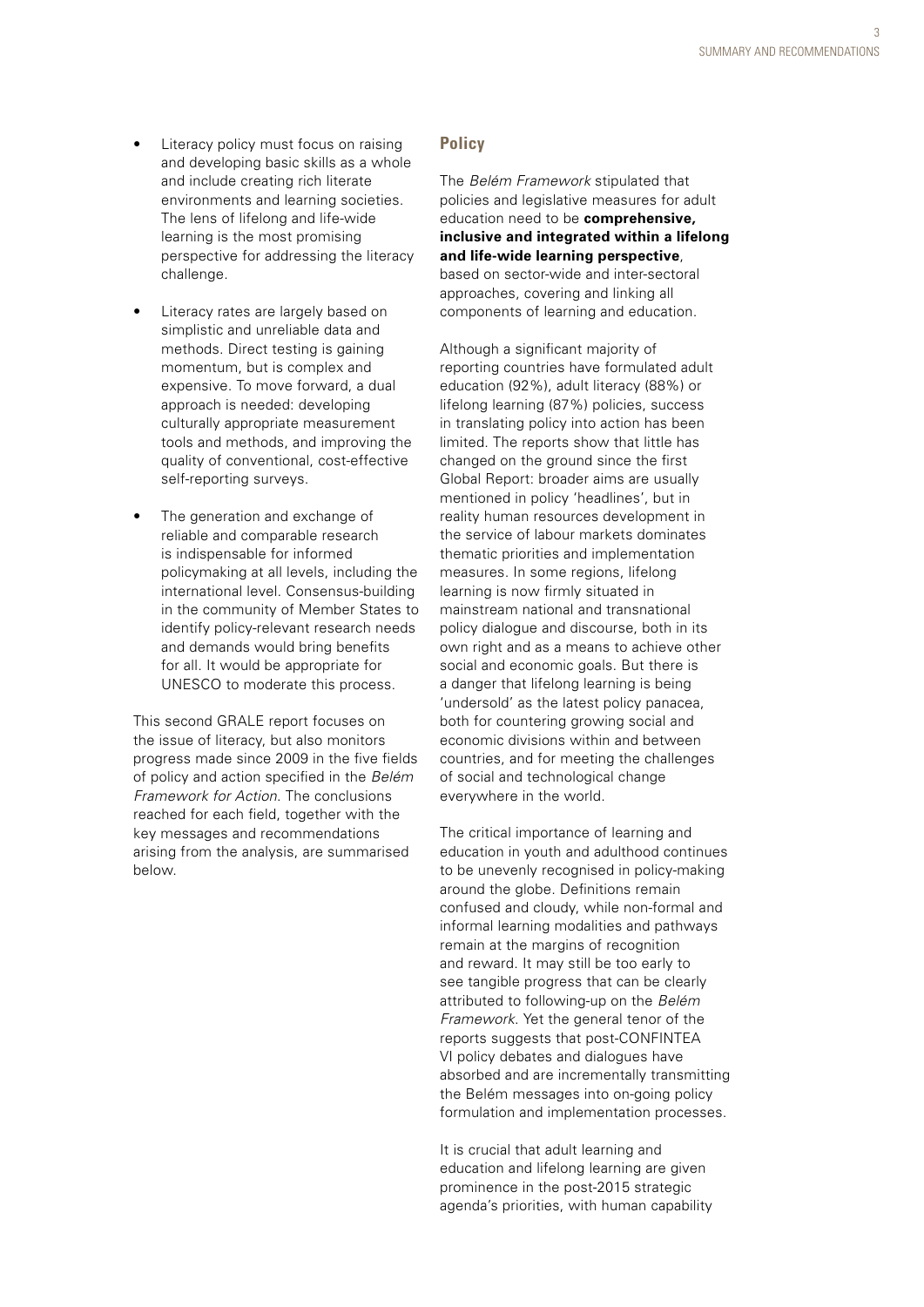- Literacy policy must focus on raising and developing basic skills as a whole and include creating rich literate environments and learning societies. The lens of lifelong and life-wide learning is the most promising perspective for addressing the literacy challenge.
- Literacy rates are largely based on simplistic and unreliable data and methods. Direct testing is gaining momentum, but is complex and expensive. To move forward, a dual approach is needed: developing culturally appropriate measurement tools and methods, and improving the quality of conventional, cost-effective self-reporting surveys.
- The generation and exchange of reliable and comparable research is indispensable for informed policymaking at all levels, including the international level. Consensus-building in the community of Member States to identify policy-relevant research needs and demands would bring benefits for all. It would be appropriate for UNESCO to moderate this process.

This second GRALE report focuses on the issue of literacy, but also monitors progress made since 2009 in the five fields of policy and action specified in the *Belém Framework for Action*. The conclusions reached for each field, together with the key messages and recommendations arising from the analysis, are summarised below.

## Policy

The *Belém Framework* stipulated that policies and legislative measures for adult education need to be **comprehensive, inclusive and integrated within a lifelong and life-wide learning perspective**, based on sector-wide and inter-sectoral approaches, covering and linking all components of learning and education.

Although a significant majority of reporting countries have formulated adult education (92%), adult literacy (88%) or lifelong learning (87%) policies, success in translating policy into action has been limited. The reports show that little has changed on the ground since the first Global Report: broader aims are usually mentioned in policy 'headlines', but in reality human resources development in the service of labour markets dominates thematic priorities and implementation measures. In some regions, lifelong learning is now firmly situated in mainstream national and transnational policy dialogue and discourse, both in its own right and as a means to achieve other social and economic goals. But there is a danger that lifelong learning is being 'undersold' as the latest policy panacea, both for countering growing social and economic divisions within and between countries, and for meeting the challenges of social and technological change everywhere in the world.

The critical importance of learning and education in youth and adulthood continues to be unevenly recognised in policy-making around the globe. Definitions remain confused and cloudy, while non-formal and informal learning modalities and pathways remain at the margins of recognition and reward. It may still be too early to see tangible progress that can be clearly attributed to following-up on the *Belém Framework*. Yet the general tenor of the reports suggests that post-CONFINTEA VI policy debates and dialogues have absorbed and are incrementally transmitting the Belém messages into on-going policy formulation and implementation processes.

It is crucial that adult learning and education and lifelong learning are given prominence in the post-2015 strategic agenda's priorities, with human capability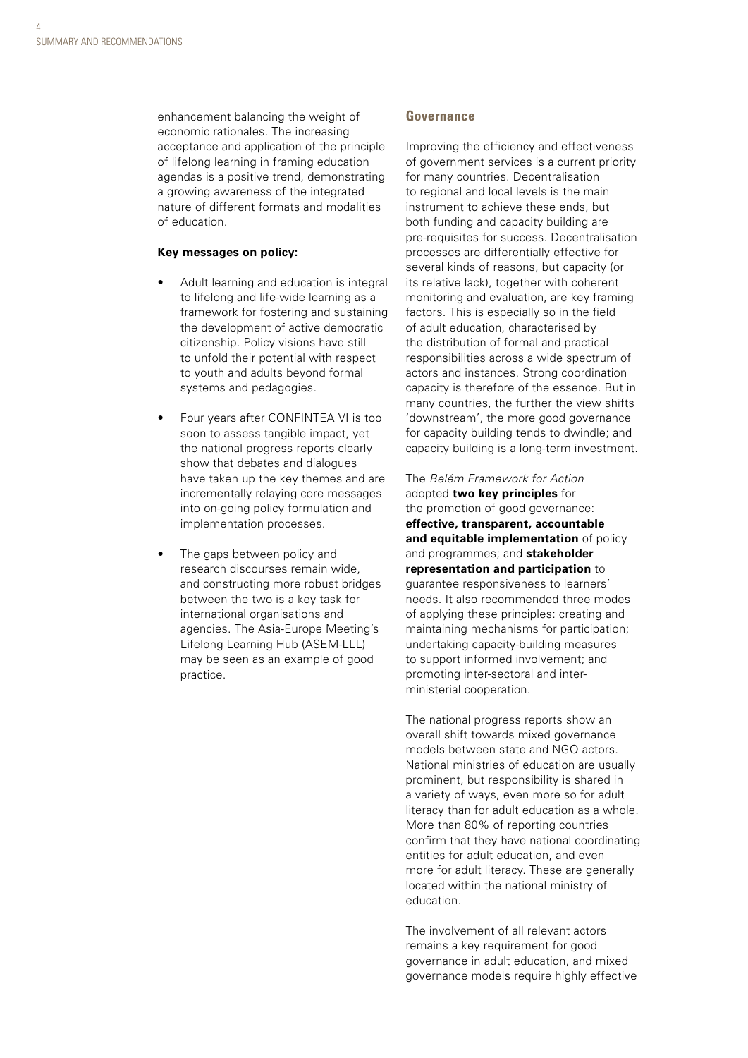enhancement balancing the weight of economic rationales. The increasing acceptance and application of the principle of lifelong learning in framing education agendas is a positive trend, demonstrating a growing awareness of the integrated nature of different formats and modalities of education.

**Key messages on policy:**

- Adult learning and education is integral to lifelong and life-wide learning as a framework for fostering and sustaining the development of active democratic citizenship. Policy visions have still to unfold their potential with respect to youth and adults beyond formal systems and pedagogies.
- Four years after CONFINTEA VI is too soon to assess tangible impact, yet the national progress reports clearly show that debates and dialogues have taken up the key themes and are incrementally relaying core messages into on-going policy formulation and implementation processes.
- The gaps between policy and research discourses remain wide, and constructing more robust bridges between the two is a key task for international organisations and agencies. The Asia-Europe Meeting's Lifelong Learning Hub (ASEM-LLL) may be seen as an example of good practice.

## Governance

Improving the efficiency and effectiveness of government services is a current priority for many countries. Decentralisation to regional and local levels is the main instrument to achieve these ends, but both funding and capacity building are pre-requisites for success. Decentralisation processes are differentially effective for several kinds of reasons, but capacity (or its relative lack), together with coherent monitoring and evaluation, are key framing factors. This is especially so in the field of adult education, characterised by the distribution of formal and practical responsibilities across a wide spectrum of actors and instances. Strong coordination capacity is therefore of the essence. But in many countries, the further the view shifts 'downstream', the more good governance for capacity building tends to dwindle; and capacity building is a long-term investment.

The *Belém Framework for Action* adopted **two key principles** for the promotion of good governance: **effective, transparent, accountable and equitable implementation** of policy and programmes; and **stakeholder representation and participation** to guarantee responsiveness to learners' needs. It also recommended three modes of applying these principles: creating and maintaining mechanisms for participation; undertaking capacity-building measures to support informed involvement; and promoting inter-sectoral and inter-ministerial cooperation.

The national progress reports show an overall shift towards mixed governance models between state and NGO actors. National ministries of education are usually prominent, but responsibility is shared in a variety of ways, even more so for adult literacy than for adult education as a whole. More than 80% of reporting countries confirm that they have national coordinating entities for adult education, and even more for adult literacy. These are generally located within the national ministry of education.

The involvement of all relevant actors remains a key requirement for good governance in adult education, and mixed governance models require highly effective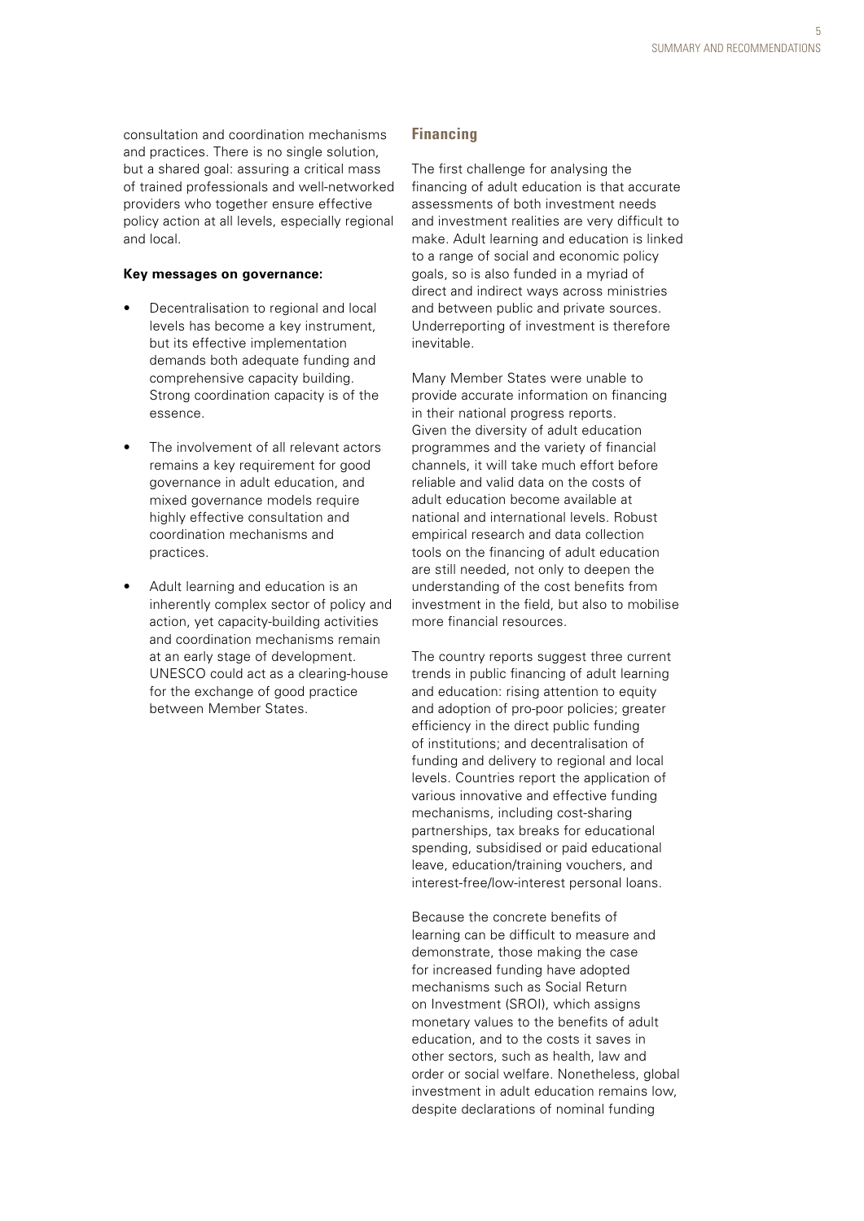consultation and coordination mechanisms and practices. There is no single solution, but a shared goal: assuring a critical mass of trained professionals and well-networked providers who together ensure effective policy action at all levels, especially regional and local.

**Key messages on governance:**

- Decentralisation to regional and local levels has become a key instrument, but its effective implementation demands both adequate funding and comprehensive capacity building. Strong coordination capacity is of the essence.
- The involvement of all relevant actors remains a key requirement for good governance in adult education, and mixed governance models require highly effective consultation and coordination mechanisms and practices.
- Adult learning and education is an inherently complex sector of policy and action, yet capacity-building activities and coordination mechanisms remain at an early stage of development. UNESCO could act as a clearing-house for the exchange of good practice between Member States.

## Financing

The first challenge for analysing the financing of adult education is that accurate assessments of both investment needs and investment realities are very difficult to make. Adult learning and education is linked to a range of social and economic policy goals, so is also funded in a myriad of direct and indirect ways across ministries and between public and private sources. Underreporting of investment is therefore inevitable.

Many Member States were unable to provide accurate information on financing in their national progress reports. Given the diversity of adult education programmes and the variety of financial channels, it will take much effort before reliable and valid data on the costs of adult education become available at national and international levels. Robust empirical research and data collection tools on the financing of adult education are still needed, not only to deepen the understanding of the cost benefits from investment in the field, but also to mobilise more financial resources.

The country reports suggest three current trends in public financing of adult learning and education: rising attention to equity and adoption of pro-poor policies; greater efficiency in the direct public funding of institutions; and decentralisation of funding and delivery to regional and local levels. Countries report the application of various innovative and effective funding mechanisms, including cost-sharing partnerships, tax breaks for educational spending, subsidised or paid educational leave, education/training vouchers, and interest-free/low-interest personal loans.

Because the concrete benefits of learning can be difficult to measure and demonstrate, those making the case for increased funding have adopted mechanisms such as Social Return on Investment (SROI), which assigns monetary values to the benefits of adult education, and to the costs it saves in other sectors, such as health, law and order or social welfare. Nonetheless, global investment in adult education remains low, despite declarations of nominal funding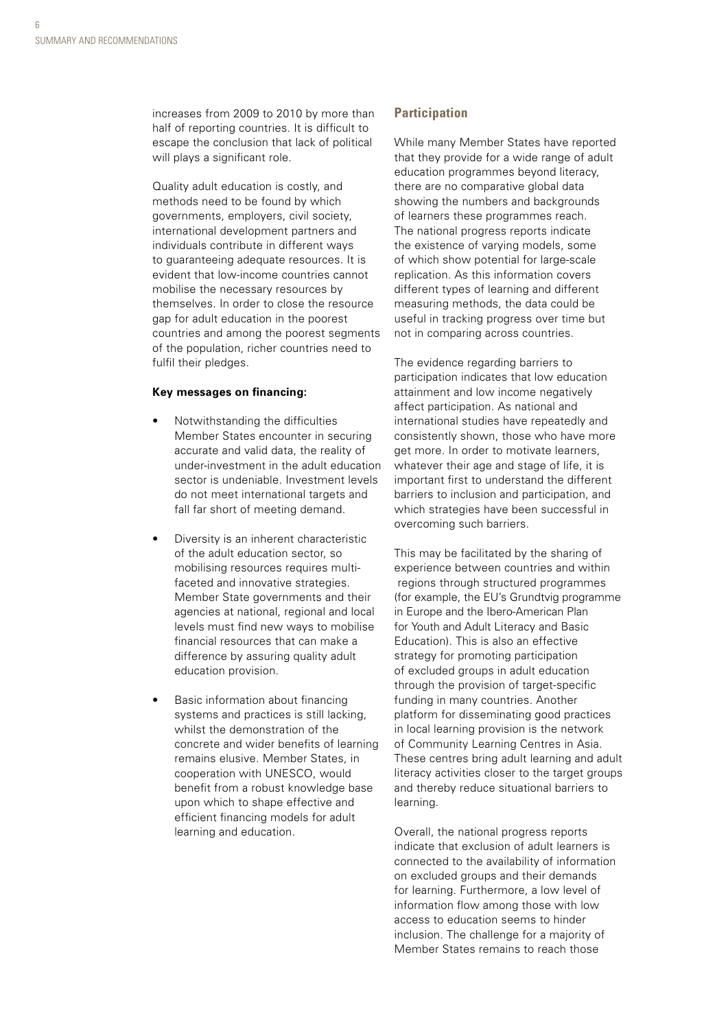increases from 2009 to 2010 by more than half of reporting countries. It is difficult to escape the conclusion that lack of political will plays a significant role.

Quality adult education is costly, and methods need to be found by which governments, employers, civil society, international development partners and individuals contribute in different ways to guaranteeing adequate resources. It is evident that low-income countries cannot mobilise the necessary resources by themselves. In order to close the resource gap for adult education in the poorest countries and among the poorest segments of the population, richer countries need to fulfil their pledges.

**Key messages on financing:**

- Notwithstanding the difficulties Member States encounter in securing accurate and valid data, the reality of under-investment in the adult education sector is undeniable. Investment levels do not meet international targets and fall far short of meeting demand.
- Diversity is an inherent characteristic of the adult education sector, so mobilising resources requires multi-faceted and innovative strategies. Member State governments and their agencies at national, regional and local levels must find new ways to mobilise financial resources that can make a difference by assuring quality adult education provision.
- Basic information about financing systems and practices is still lacking, whilst the demonstration of the concrete and wider benefits of learning remains elusive. Member States, in cooperation with UNESCO, would benefit from a robust knowledge base upon which to shape effective and efficient financing models for adult learning and education.

## Participation

While many Member States have reported that they provide for a wide range of adult education programmes beyond literacy, there are no comparative global data showing the numbers and backgrounds of learners these programmes reach. The national progress reports indicate the existence of varying models, some of which show potential for large-scale replication. As this information covers different types of learning and different measuring methods, the data could be useful in tracking progress over time but not in comparing across countries.

The evidence regarding barriers to participation indicates that low education attainment and low income negatively affect participation. As national and international studies have repeatedly and consistently shown, those who have more get more. In order to motivate learners, whatever their age and stage of life, it is important first to understand the different barriers to inclusion and participation, and which strategies have been successful in overcoming such barriers.

This may be facilitated by the sharing of experience between countries and within regions through structured programmes (for example, the EU's Grundtvig programme in Europe and the Ibero-American Plan for Youth and Adult Literacy and Basic Education). This is also an effective strategy for promoting participation of excluded groups in adult education through the provision of target-specific funding in many countries. Another platform for disseminating good practices in local learning provision is the network of Community Learning Centres in Asia. These centres bring adult learning and adult literacy activities closer to the target groups and thereby reduce situational barriers to learning.

Overall, the national progress reports indicate that exclusion of adult learners is connected to the availability of information on excluded groups and their demands for learning. Furthermore, a low level of information flow among those with low access to education seems to hinder inclusion. The challenge for a majority of Member States remains to reach those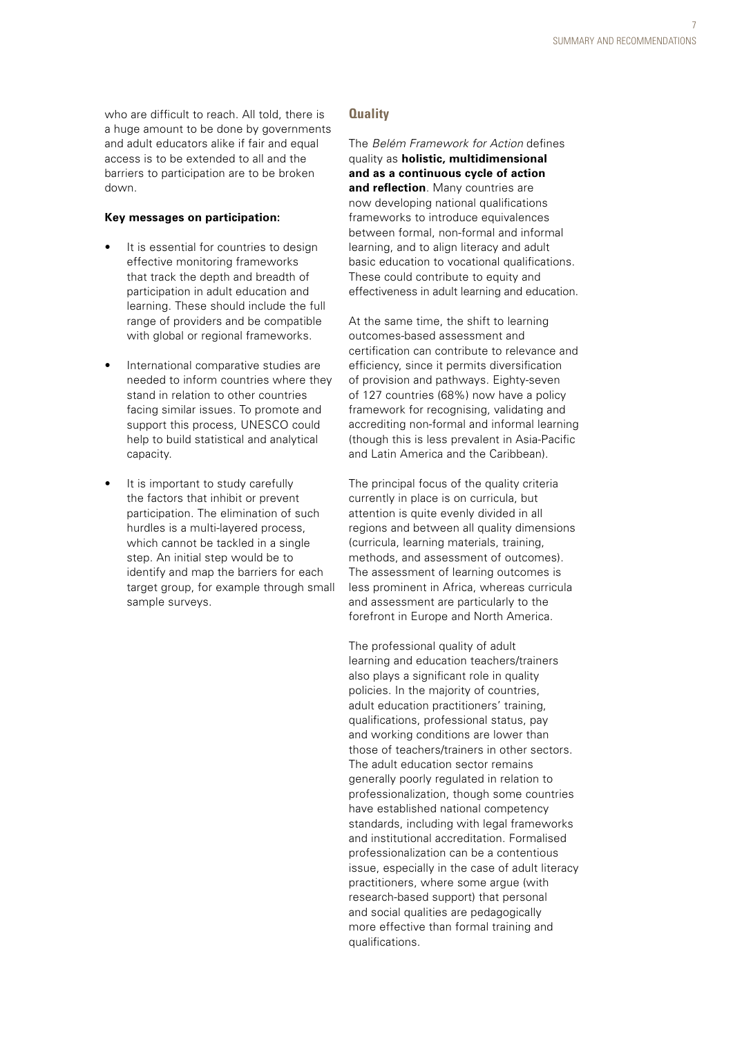who are difficult to reach. All told, there is a huge amount to be done by governments and adult educators alike if fair and equal access is to be extended to all and the barriers to participation are to be broken down.

**Key messages on participation:**

- It is essential for countries to design effective monitoring frameworks that track the depth and breadth of participation in adult education and learning. These should include the full range of providers and be compatible with global or regional frameworks.
- International comparative studies are needed to inform countries where they stand in relation to other countries facing similar issues. To promote and support this process, UNESCO could help to build statistical and analytical capacity.
- It is important to study carefully the factors that inhibit or prevent participation. The elimination of such hurdles is a multi-layered process, which cannot be tackled in a single step. An initial step would be to identify and map the barriers for each target group, for example through small sample surveys.

## Quality

The *Belém Framework for Action* defines quality as **holistic, multidimensional and as a continuous cycle of action and reflection**. Many countries are now developing national qualifications frameworks to introduce equivalences between formal, non-formal and informal learning, and to align literacy and adult basic education to vocational qualifications. These could contribute to equity and effectiveness in adult learning and education.

At the same time, the shift to learning outcomes-based assessment and certification can contribute to relevance and efficiency, since it permits diversification of provision and pathways. Eighty-seven of 127 countries (68%) now have a policy framework for recognising, validating and accrediting non-formal and informal learning (though this is less prevalent in Asia-Pacific and Latin America and the Caribbean).

The principal focus of the quality criteria currently in place is on curricula, but attention is quite evenly divided in all regions and between all quality dimensions (curricula, learning materials, training, methods, and assessment of outcomes). The assessment of learning outcomes is less prominent in Africa, whereas curricula and assessment are particularly to the forefront in Europe and North America.

The professional quality of adult learning and education teachers/trainers also plays a significant role in quality policies. In the majority of countries, adult education practitioners' training, qualifications, professional status, pay and working conditions are lower than those of teachers/trainers in other sectors. The adult education sector remains generally poorly regulated in relation to professionalization, though some countries have established national competency standards, including with legal frameworks and institutional accreditation. Formalised professionalization can be a contentious issue, especially in the case of adult literacy practitioners, where some argue (with research-based support) that personal and social qualities are pedagogically more effective than formal training and qualifications.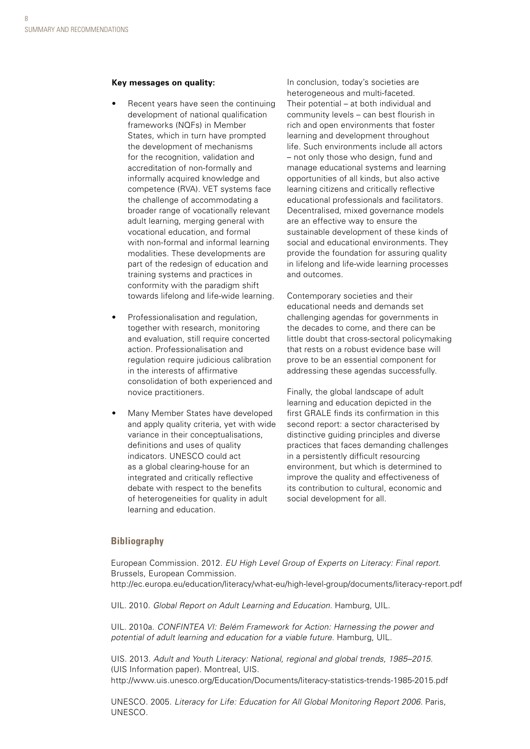**Key messages on quality:**

- Recent years have seen the continuing development of national qualification frameworks (NQFs) in Member States, which in turn have prompted the development of mechanisms for the recognition, validation and accreditation of non-formally and informally acquired knowledge and competence (RVA). VET systems face the challenge of accommodating a broader range of vocationally relevant adult learning, merging general with vocational education, and formal with non-formal and informal learning modalities. These developments are part of the redesign of education and training systems and practices in conformity with the paradigm shift towards lifelong and life-wide learning.
- Professionalisation and regulation, together with research, monitoring and evaluation, still require concerted action. Professionalisation and regulation require judicious calibration in the interests of affirmative consolidation of both experienced and novice practitioners.
- Many Member States have developed and apply quality criteria, yet with wide variance in their conceptualisations, definitions and uses of quality indicators. UNESCO could act as a global clearing-house for an integrated and critically reflective debate with respect to the benefits of heterogeneities for quality in adult learning and education.

In conclusion, today's societies are heterogeneous and multi-faceted. Their potential – at both individual and community levels – can best flourish in rich and open environments that foster learning and development throughout life. Such environments include all actors – not only those who design, fund and manage educational systems and learning opportunities of all kinds, but also active learning citizens and critically reflective educational professionals and facilitators. Decentralised, mixed governance models are an effective way to ensure the sustainable development of these kinds of social and educational environments. They provide the foundation for assuring quality in lifelong and life-wide learning processes and outcomes.

Contemporary societies and their educational needs and demands set challenging agendas for governments in the decades to come, and there can be little doubt that cross-sectoral policymaking that rests on a robust evidence base will prove to be an essential component for addressing these agendas successfully.

Finally, the global landscape of adult learning and education depicted in the first GRALE finds its confirmation in this second report: a sector characterised by distinctive guiding principles and diverse practices that faces demanding challenges in a persistently difficult resourcing environment, but which is determined to improve the quality and effectiveness of its contribution to cultural, economic and social development for all.

## Bibliography

European Commission. 2012. *EU High Level Group of Experts on Literacy: Final report.* Brussels, European Commission. http://ec.europa.eu/education/literacy/what-eu/high-level-group/documents/literacy-report.pdf

UIL. 2010. *Global Report on Adult Learning and Education.* Hamburg, UIL.

UIL. 2010a. *CONFINTEA VI: Belém Framework for Action: Harnessing the power and potential of adult learning and education for a viable future.* Hamburg, UIL.

UIS. 2013. *Adult and Youth Literacy: National, regional and global trends, 1985–2015.* (UIS Information paper). Montreal, UIS. http://www.uis.unesco.org/Education/Documents/literacy-statistics-trends-1985-2015.pdf

UNESCO. 2005. *Literacy for Life: Education for All Global Monitoring Report 2006.* Paris, UNESCO.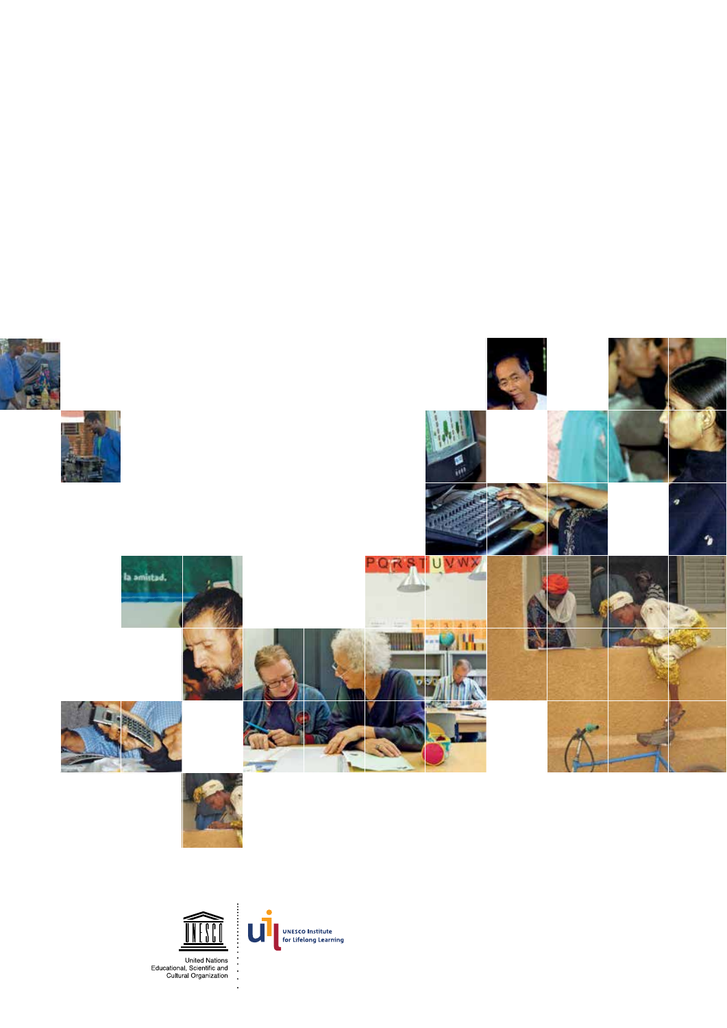United Nations
Educational, Scientific and
Cultural Organization

UNESCO Institute
for Lifelong Learning